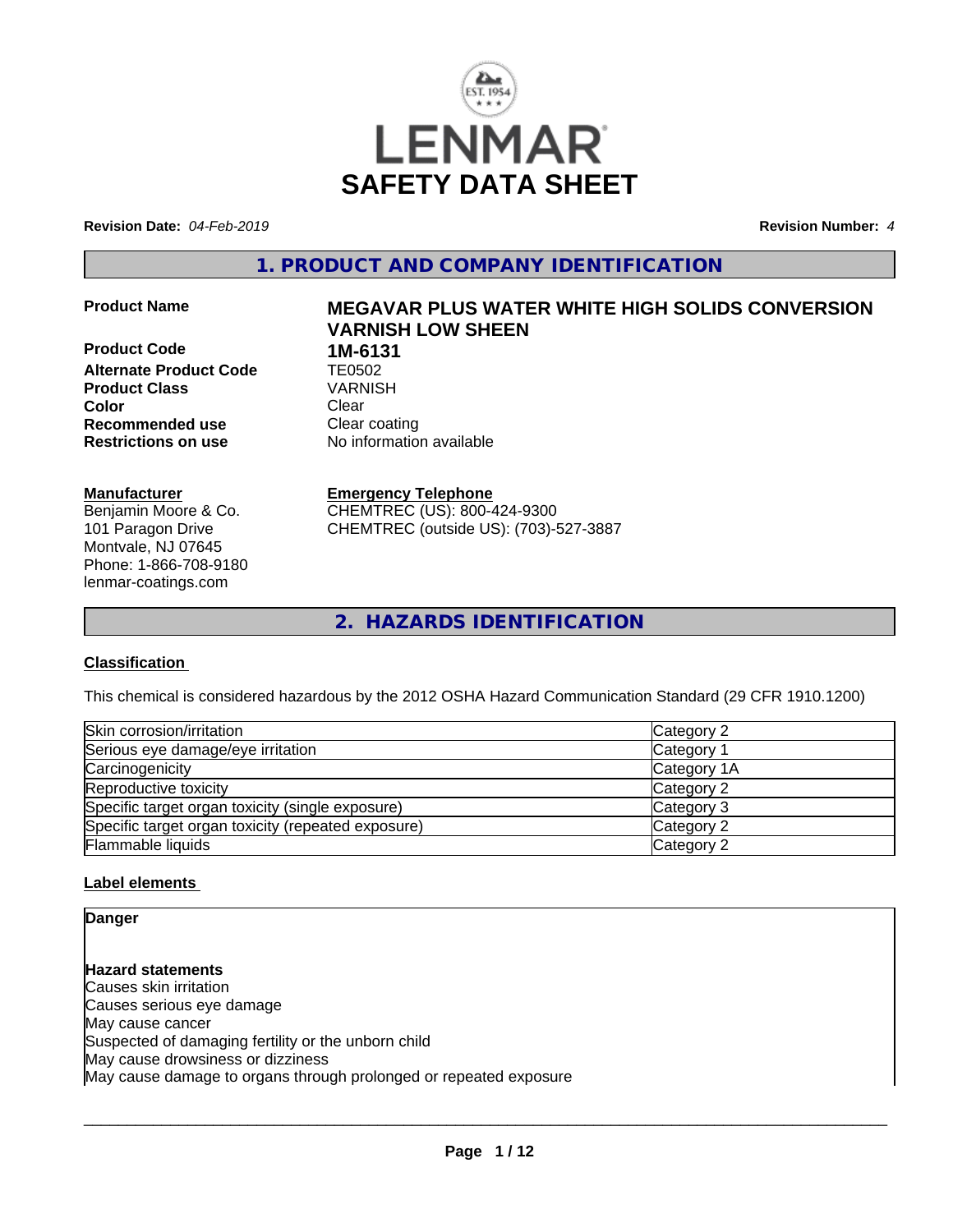# LENMAR SAFETY DATA SHEET

**Revision Date:** *04-Feb-2019* **Revision Number:** *4*

## 1. PRODUCT AND COMPANY IDENTIFICATION

| | |
|---|---|
| **Product Name** | **MEGAVAR PLUS WATER WHITE HIGH SOLIDS CONVERSION VARNISH LOW SHEEN** |
| **Product Code** | **1M-6131** |
| **Alternate Product Code** | TE0502 |
| **Product Class** | VARNISH |
| **Color** | Clear |
| **Recommended use** | Clear coating |
| **Restrictions on use** | No information available |

**Manufacturer**
Benjamin Moore & Co.
101 Paragon Drive
Montvale, NJ 07645
Phone: 1-866-708-9180
lenmar-coatings.com

**Emergency Telephone**
CHEMTREC (US): 800-424-9300
CHEMTREC (outside US): (703)-527-3887

## 2. HAZARDS IDENTIFICATION

### Classification

This chemical is considered hazardous by the 2012 OSHA Hazard Communication Standard (29 CFR 1910.1200)

| | |
|---|---|
| Skin corrosion/irritation | Category 2 |
| Serious eye damage/eye irritation | Category 1 |
| Carcinogenicity | Category 1A |
| Reproductive toxicity | Category 2 |
| Specific target organ toxicity (single exposure) | Category 3 |
| Specific target organ toxicity (repeated exposure) | Category 2 |
| Flammable liquids | Category 2 |

### Label elements

**Danger**

**Hazard statements**
Causes skin irritation
Causes serious eye damage
May cause cancer
Suspected of damaging fertility or the unborn child
May cause drowsiness or dizziness
May cause damage to organs through prolonged or repeated exposure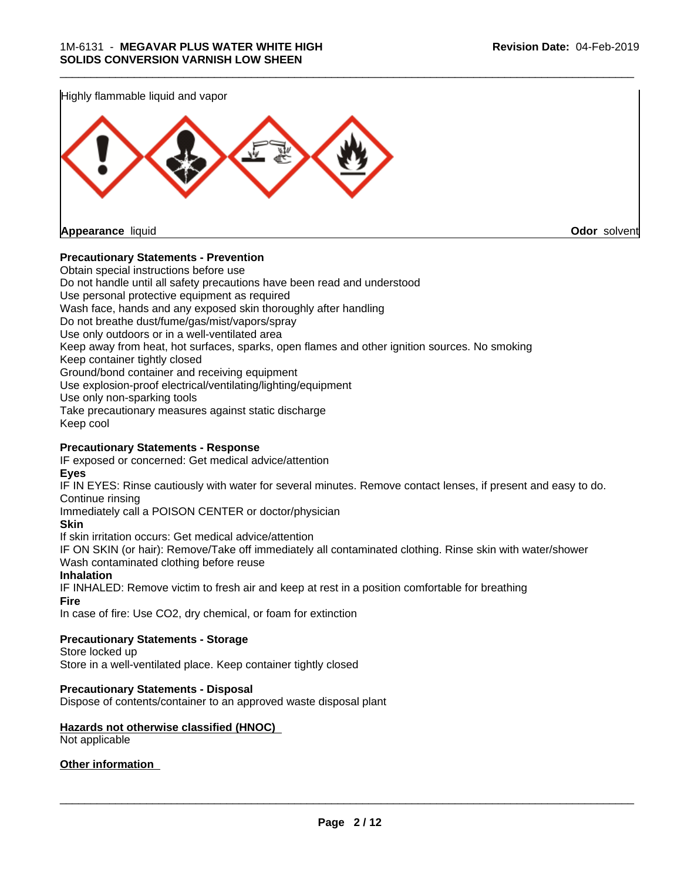Highly flammable liquid and vapor

**Appearance** liquid **Odor** solvent

**Precautionary Statements - Prevention**

Obtain special instructions before use
Do not handle until all safety precautions have been read and understood
Use personal protective equipment as required
Wash face, hands and any exposed skin thoroughly after handling
Do not breathe dust/fume/gas/mist/vapors/spray
Use only outdoors or in a well-ventilated area
Keep away from heat, hot surfaces, sparks, open flames and other ignition sources. No smoking
Keep container tightly closed
Ground/bond container and receiving equipment
Use explosion-proof electrical/ventilating/lighting/equipment
Use only non-sparking tools
Take precautionary measures against static discharge
Keep cool

**Precautionary Statements - Response**

IF exposed or concerned: Get medical advice/attention

**Eyes**

IF IN EYES: Rinse cautiously with water for several minutes. Remove contact lenses, if present and easy to do. Continue rinsing
Immediately call a POISON CENTER or doctor/physician

**Skin**

If skin irritation occurs: Get medical advice/attention
IF ON SKIN (or hair): Remove/Take off immediately all contaminated clothing. Rinse skin with water/shower
Wash contaminated clothing before reuse

**Inhalation**

IF INHALED: Remove victim to fresh air and keep at rest in a position comfortable for breathing

**Fire**

In case of fire: Use CO2, dry chemical, or foam for extinction

**Precautionary Statements - Storage**

Store locked up
Store in a well-ventilated place. Keep container tightly closed

**Precautionary Statements - Disposal**

Dispose of contents/container to an approved waste disposal plant

**Hazards not otherwise classified (HNOC)**

Not applicable

**Other information**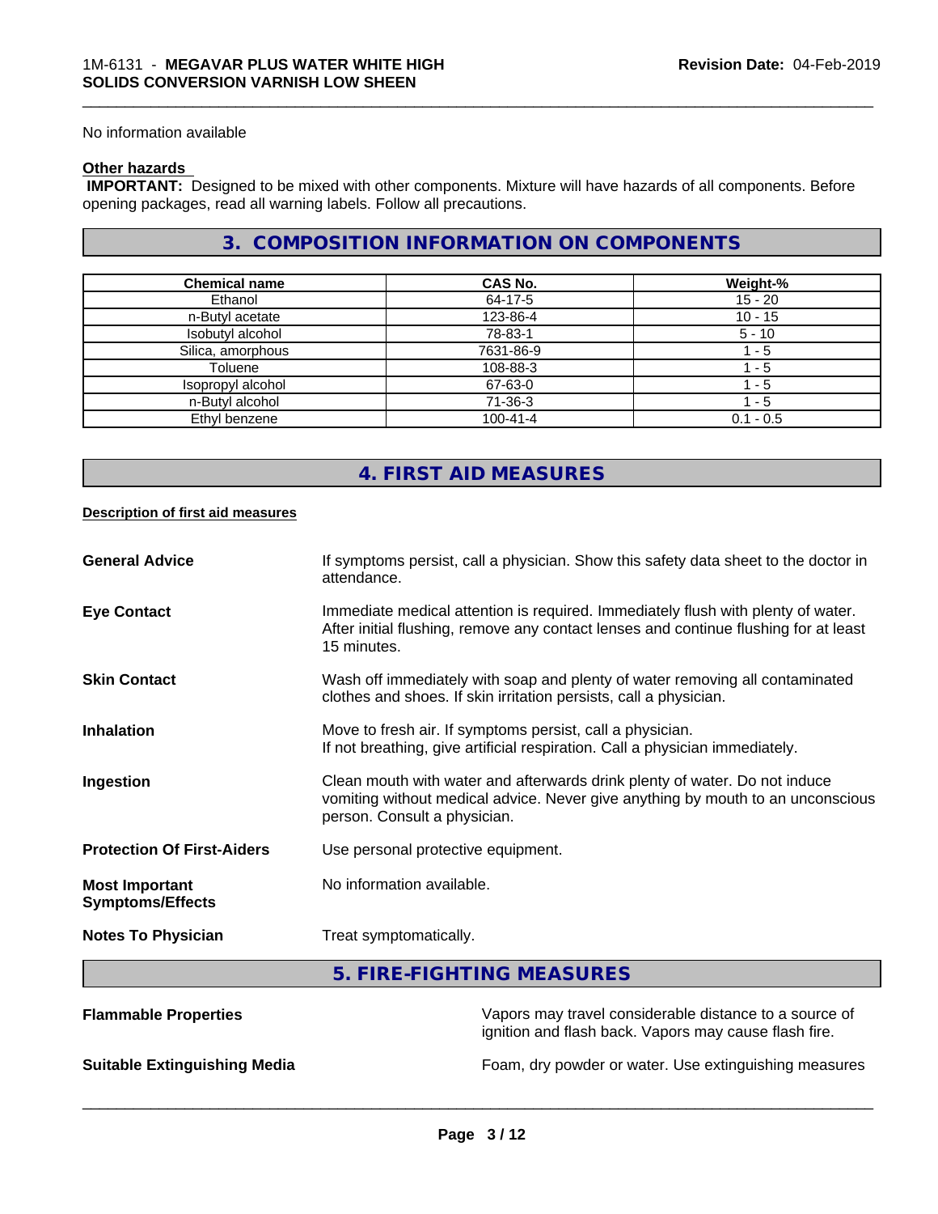No information available

**Other hazards**

**IMPORTANT:** Designed to be mixed with other components. Mixture will have hazards of all components. Before opening packages, read all warning labels. Follow all precautions.

## 3. COMPOSITION INFORMATION ON COMPONENTS

| Chemical name | CAS No. | Weight-% |
|---|---|---|
| Ethanol | 64-17-5 | 15 - 20 |
| n-Butyl acetate | 123-86-4 | 10 - 15 |
| Isobutyl alcohol | 78-83-1 | 5 - 10 |
| Silica, amorphous | 7631-86-9 | 1 - 5 |
| Toluene | 108-88-3 | 1 - 5 |
| Isopropyl alcohol | 67-63-0 | 1 - 5 |
| n-Butyl alcohol | 71-36-3 | 1 - 5 |
| Ethyl benzene | 100-41-4 | 0.1 - 0.5 |

## 4. FIRST AID MEASURES

**Description of first aid measures**

**General Advice** — If symptoms persist, call a physician. Show this safety data sheet to the doctor in attendance.

**Eye Contact** — Immediate medical attention is required. Immediately flush with plenty of water. After initial flushing, remove any contact lenses and continue flushing for at least 15 minutes.

**Skin Contact** — Wash off immediately with soap and plenty of water removing all contaminated clothes and shoes. If skin irritation persists, call a physician.

**Inhalation** — Move to fresh air. If symptoms persist, call a physician. If not breathing, give artificial respiration. Call a physician immediately.

**Ingestion** — Clean mouth with water and afterwards drink plenty of water. Do not induce vomiting without medical advice. Never give anything by mouth to an unconscious person. Consult a physician.

**Protection Of First-Aiders** — Use personal protective equipment.

**Most Important Symptoms/Effects** — No information available.

**Notes To Physician** — Treat symptomatically.

## 5. FIRE-FIGHTING MEASURES

**Flammable Properties** — Vapors may travel considerable distance to a source of ignition and flash back. Vapors may cause flash fire.

**Suitable Extinguishing Media** — Foam, dry powder or water. Use extinguishing measures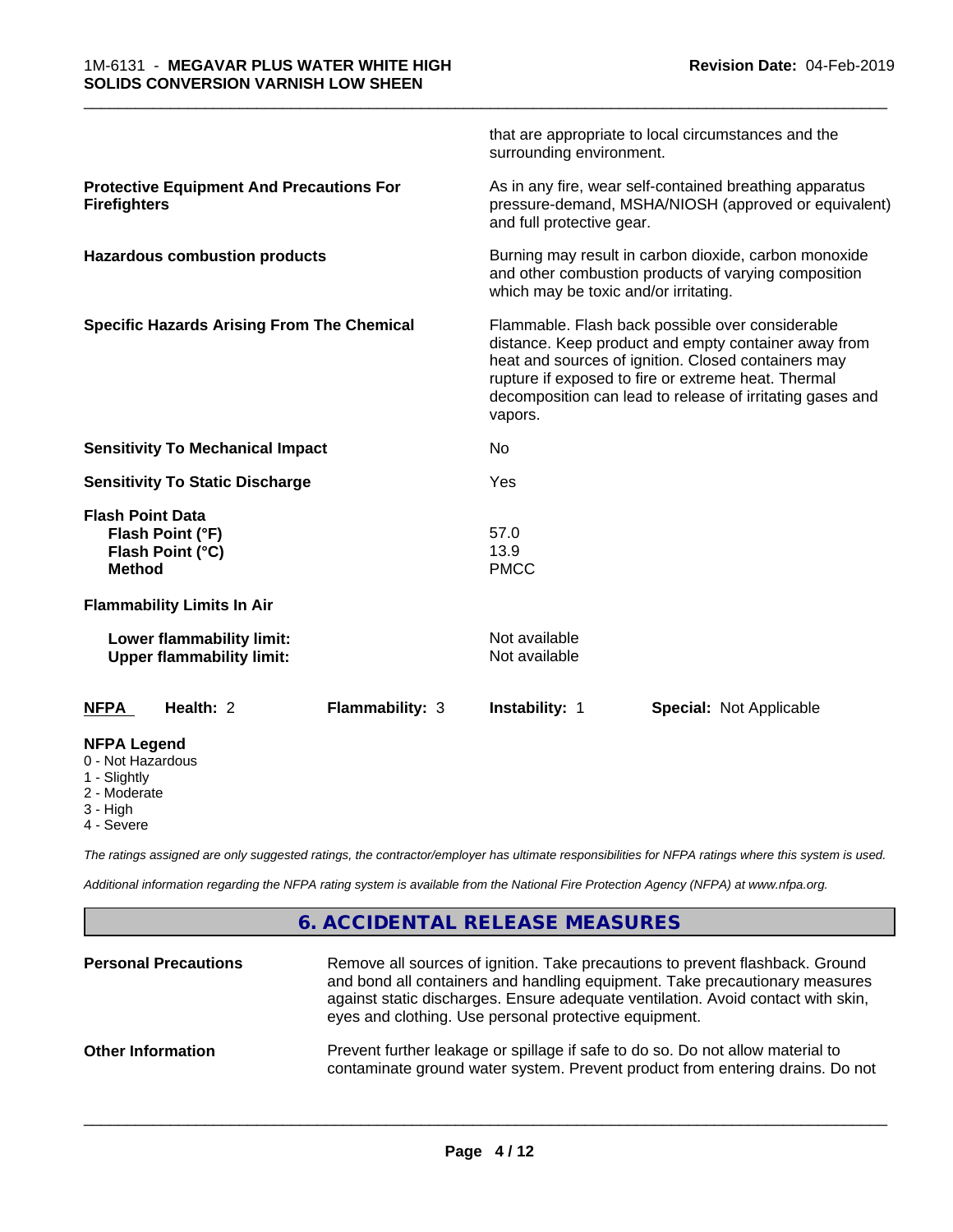that are appropriate to local circumstances and the surrounding environment.

**Protective Equipment And Precautions For Firefighters**

As in any fire, wear self-contained breathing apparatus pressure-demand, MSHA/NIOSH (approved or equivalent) and full protective gear.

**Hazardous combustion products**

Burning may result in carbon dioxide, carbon monoxide and other combustion products of varying composition which may be toxic and/or irritating.

**Specific Hazards Arising From The Chemical**

Flammable. Flash back possible over considerable distance. Keep product and empty container away from heat and sources of ignition. Closed containers may rupture if exposed to fire or extreme heat. Thermal decomposition can lead to release of irritating gases and vapors.

**Sensitivity To Mechanical Impact**: No

**Sensitivity To Static Discharge**: Yes

**Flash Point Data**

| | |
|---|---|
| **Flash Point (°F)** | 57.0 |
| **Flash Point (°C)** | 13.9 |
| **Method** | PMCC |

**Flammability Limits In Air**

| | |
|---|---|
| **Lower flammability limit:** | Not available |
| **Upper flammability limit:** | Not available |

| **NFPA** | **Health:** 2 | **Flammability:** 3 | **Instability:** 1 | **Special:** Not Applicable |
|---|---|---|---|---|

**NFPA Legend**

- 0 - Not Hazardous
- 1 - Slightly
- 2 - Moderate
- 3 - High
- 4 - Severe

*The ratings assigned are only suggested ratings, the contractor/employer has ultimate responsibilities for NFPA ratings where this system is used.*

*Additional information regarding the NFPA rating system is available from the National Fire Protection Agency (NFPA) at www.nfpa.org.*

## 6. ACCIDENTAL RELEASE MEASURES

**Personal Precautions**

Remove all sources of ignition. Take precautions to prevent flashback. Ground and bond all containers and handling equipment. Take precautionary measures against static discharges. Ensure adequate ventilation. Avoid contact with skin, eyes and clothing. Use personal protective equipment.

**Other Information**

Prevent further leakage or spillage if safe to do so. Do not allow material to contaminate ground water system. Prevent product from entering drains. Do not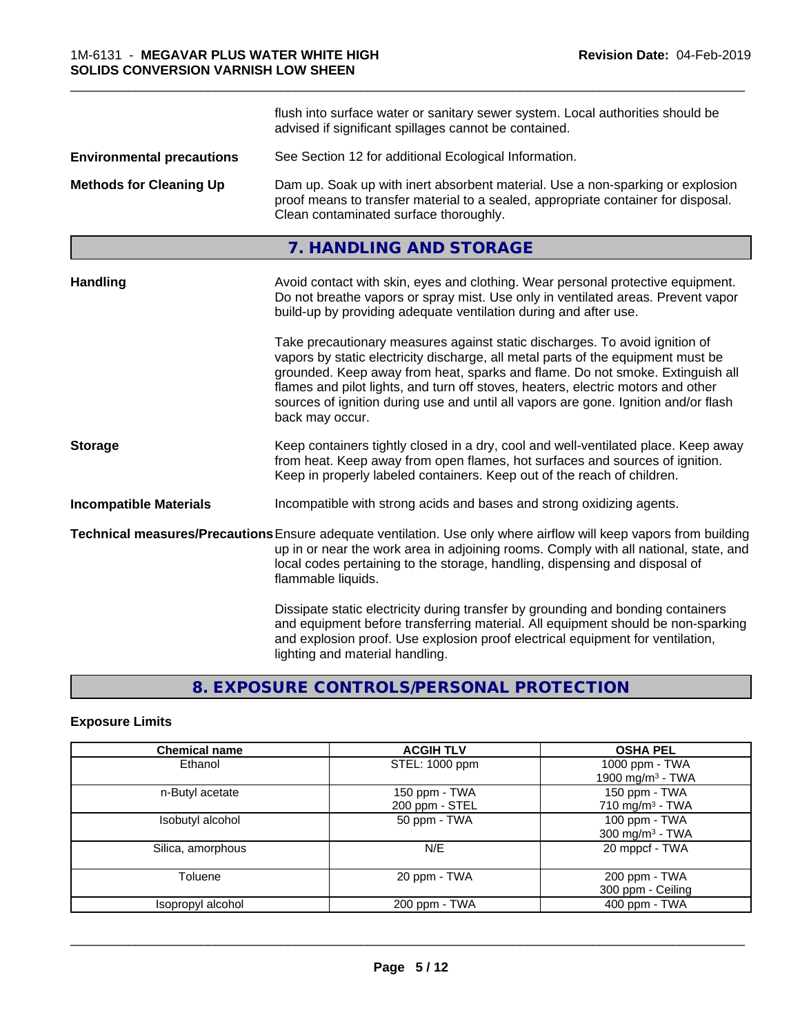flush into surface water or sanitary sewer system. Local authorities should be advised if significant spillages cannot be contained.

**Environmental precautions**
See Section 12 for additional Ecological Information.

**Methods for Cleaning Up**
Dam up. Soak up with inert absorbent material. Use a non-sparking or explosion proof means to transfer material to a sealed, appropriate container for disposal. Clean contaminated surface thoroughly.

## 7. HANDLING AND STORAGE

**Handling**
Avoid contact with skin, eyes and clothing. Wear personal protective equipment. Do not breathe vapors or spray mist. Use only in ventilated areas. Prevent vapor build-up by providing adequate ventilation during and after use.

Take precautionary measures against static discharges. To avoid ignition of vapors by static electricity discharge, all metal parts of the equipment must be grounded. Keep away from heat, sparks and flame. Do not smoke. Extinguish all flames and pilot lights, and turn off stoves, heaters, electric motors and other sources of ignition during use and until all vapors are gone. Ignition and/or flash back may occur.

**Storage**
Keep containers tightly closed in a dry, cool and well-ventilated place. Keep away from heat. Keep away from open flames, hot surfaces and sources of ignition. Keep in properly labeled containers. Keep out of the reach of children.

**Incompatible Materials**
Incompatible with strong acids and bases and strong oxidizing agents.

**Technical measures/Precautions**
Ensure adequate ventilation. Use only where airflow will keep vapors from building up in or near the work area in adjoining rooms. Comply with all national, state, and local codes pertaining to the storage, handling, dispensing and disposal of flammable liquids.

Dissipate static electricity during transfer by grounding and bonding containers and equipment before transferring material. All equipment should be non-sparking and explosion proof. Use explosion proof electrical equipment for ventilation, lighting and material handling.

## 8. EXPOSURE CONTROLS/PERSONAL PROTECTION

### Exposure Limits

| Chemical name | ACGIH TLV | OSHA PEL |
|---|---|---|
| Ethanol | STEL: 1000 ppm | 1000 ppm - TWA<br>1900 mg/m³ - TWA |
| n-Butyl acetate | 150 ppm - TWA<br>200 ppm - STEL | 150 ppm - TWA<br>710 mg/m³ - TWA |
| Isobutyl alcohol | 50 ppm - TWA | 100 ppm - TWA<br>300 mg/m³ - TWA |
| Silica, amorphous | N/E | 20 mppcf - TWA |
| Toluene | 20 ppm - TWA | 200 ppm - TWA<br>300 ppm - Ceiling |
| Isopropyl alcohol | 200 ppm - TWA | 400 ppm - TWA |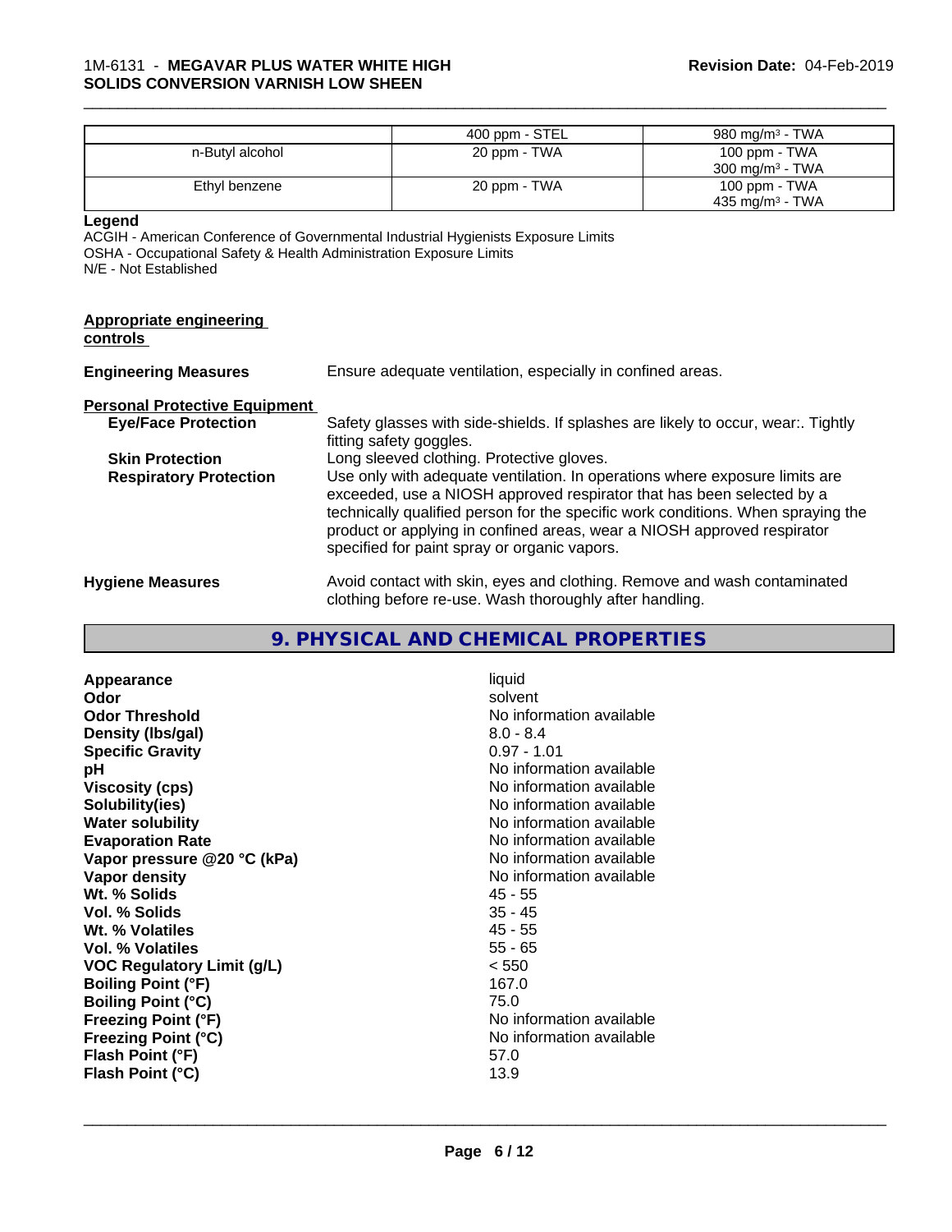| | 400 ppm - STEL | 980 mg/m³ - TWA |
|---|---|---|
| n-Butyl alcohol | 20 ppm - TWA | 100 ppm - TWA<br>300 mg/m³ - TWA |
| Ethyl benzene | 20 ppm - TWA | 100 ppm - TWA<br>435 mg/m³ - TWA |

**Legend**

ACGIH - American Conference of Governmental Industrial Hygienists Exposure Limits
OSHA - Occupational Safety & Health Administration Exposure Limits
N/E - Not Established

**Appropriate engineering controls**

**Engineering Measures** Ensure adequate ventilation, especially in confined areas.

**Personal Protective Equipment**

**Eye/Face Protection** Safety glasses with side-shields. If splashes are likely to occur, wear:. Tightly fitting safety goggles.

**Skin Protection** Long sleeved clothing. Protective gloves.

**Respiratory Protection** Use only with adequate ventilation. In operations where exposure limits are exceeded, use a NIOSH approved respirator that has been selected by a technically qualified person for the specific work conditions. When spraying the product or applying in confined areas, wear a NIOSH approved respirator specified for paint spray or organic vapors.

**Hygiene Measures** Avoid contact with skin, eyes and clothing. Remove and wash contaminated clothing before re-use. Wash thoroughly after handling.

## 9. PHYSICAL AND CHEMICAL PROPERTIES

| | |
|---|---|
| **Appearance** | liquid |
| **Odor** | solvent |
| **Odor Threshold** | No information available |
| **Density (lbs/gal)** | 8.0 - 8.4 |
| **Specific Gravity** | 0.97 - 1.01 |
| **pH** | No information available |
| **Viscosity (cps)** | No information available |
| **Solubility(ies)** | No information available |
| **Water solubility** | No information available |
| **Evaporation Rate** | No information available |
| **Vapor pressure @20 °C (kPa)** | No information available |
| **Vapor density** | No information available |
| **Wt. % Solids** | 45 - 55 |
| **Vol. % Solids** | 35 - 45 |
| **Wt. % Volatiles** | 45 - 55 |
| **Vol. % Volatiles** | 55 - 65 |
| **VOC Regulatory Limit (g/L)** | < 550 |
| **Boiling Point (°F)** | 167.0 |
| **Boiling Point (°C)** | 75.0 |
| **Freezing Point (°F)** | No information available |
| **Freezing Point (°C)** | No information available |
| **Flash Point (°F)** | 57.0 |
| **Flash Point (°C)** | 13.9 |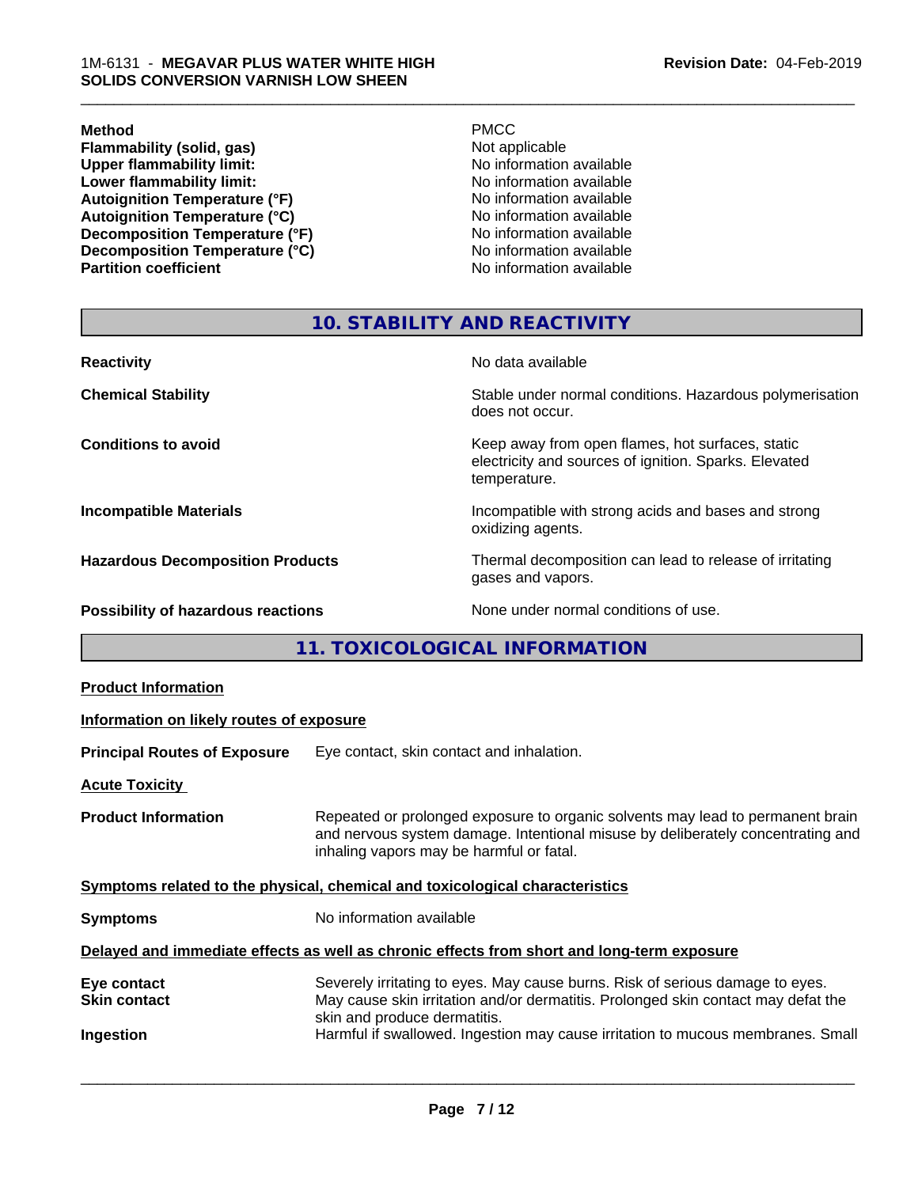| | |
|---|---|
| **Method** | PMCC |
| **Flammability (solid, gas)** | Not applicable |
| **Upper flammability limit:** | No information available |
| **Lower flammability limit:** | No information available |
| **Autoignition Temperature (°F)** | No information available |
| **Autoignition Temperature (°C)** | No information available |
| **Decomposition Temperature (°F)** | No information available |
| **Decomposition Temperature (°C)** | No information available |
| **Partition coefficient** | No information available |

## 10. STABILITY AND REACTIVITY

| | |
|---|---|
| **Reactivity** | No data available |
| **Chemical Stability** | Stable under normal conditions. Hazardous polymerisation does not occur. |
| **Conditions to avoid** | Keep away from open flames, hot surfaces, static electricity and sources of ignition. Sparks. Elevated temperature. |
| **Incompatible Materials** | Incompatible with strong acids and bases and strong oxidizing agents. |
| **Hazardous Decomposition Products** | Thermal decomposition can lead to release of irritating gases and vapors. |
| **Possibility of hazardous reactions** | None under normal conditions of use. |

## 11. TOXICOLOGICAL INFORMATION

**Product Information**

**Information on likely routes of exposure**

**Principal Routes of Exposure** Eye contact, skin contact and inhalation.

**Acute Toxicity**

**Product Information** Repeated or prolonged exposure to organic solvents may lead to permanent brain and nervous system damage. Intentional misuse by deliberately concentrating and inhaling vapors may be harmful or fatal.

**Symptoms related to the physical, chemical and toxicological characteristics**

**Symptoms** No information available

**Delayed and immediate effects as well as chronic effects from short and long-term exposure**

| | |
|---|---|
| **Eye contact** | Severely irritating to eyes. May cause burns. Risk of serious damage to eyes. |
| **Skin contact** | May cause skin irritation and/or dermatitis. Prolonged skin contact may defat the skin and produce dermatitis. |
| **Ingestion** | Harmful if swallowed. Ingestion may cause irritation to mucous membranes. Small |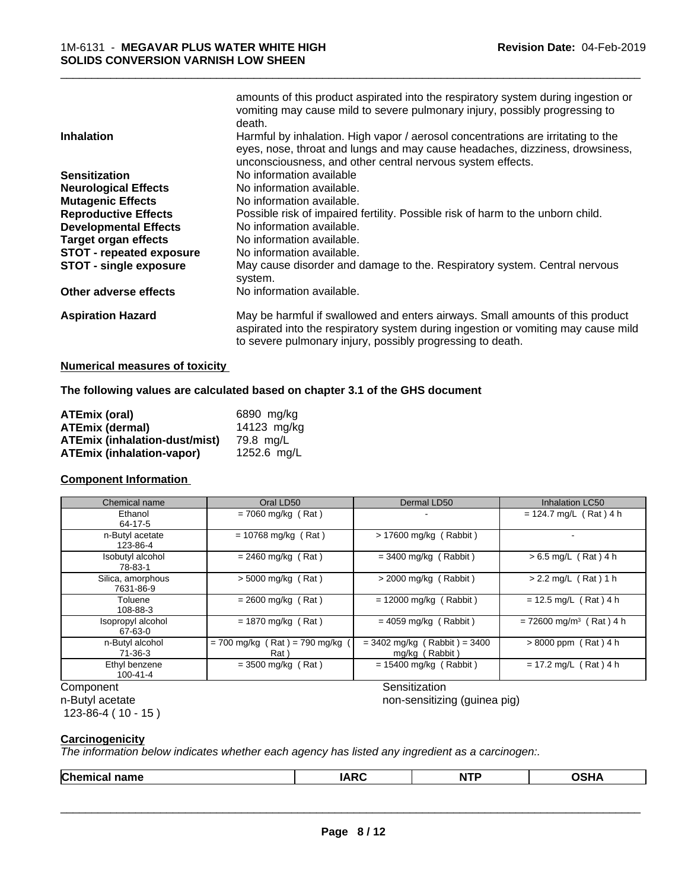| | |
|---|---|
| | amounts of this product aspirated into the respiratory system during ingestion or vomiting may cause mild to severe pulmonary injury, possibly progressing to death. |
| **Inhalation** | Harmful by inhalation. High vapor / aerosol concentrations are irritating to the eyes, nose, throat and lungs and may cause headaches, dizziness, drowsiness, unconsciousness, and other central nervous system effects. |
| **Sensitization** | No information available |
| **Neurological Effects** | No information available. |
| **Mutagenic Effects** | No information available. |
| **Reproductive Effects** | Possible risk of impaired fertility. Possible risk of harm to the unborn child. |
| **Developmental Effects** | No information available. |
| **Target organ effects** | No information available. |
| **STOT - repeated exposure** | No information available. |
| **STOT - single exposure** | May cause disorder and damage to the. Respiratory system. Central nervous system. |
| **Other adverse effects** | No information available. |
| **Aspiration Hazard** | May be harmful if swallowed and enters airways. Small amounts of this product aspirated into the respiratory system during ingestion or vomiting may cause mild to severe pulmonary injury, possibly progressing to death. |

**Numerical measures of toxicity**

**The following values are calculated based on chapter 3.1 of the GHS document**

| | |
|---|---|
| **ATEmix (oral)** | 6890 mg/kg |
| **ATEmix (dermal)** | 14123 mg/kg |
| **ATEmix (inhalation-dust/mist)** | 79.8 mg/L |
| **ATEmix (inhalation-vapor)** | 1252.6 mg/L |

**Component Information**

| Chemical name | Oral LD50 | Dermal LD50 | Inhalation LC50 |
|---|---|---|---|
| Ethanol 64-17-5 | = 7060 mg/kg ( Rat ) | - | = 124.7 mg/L ( Rat ) 4 h |
| n-Butyl acetate 123-86-4 | = 10768 mg/kg ( Rat ) | > 17600 mg/kg ( Rabbit ) | - |
| Isobutyl alcohol 78-83-1 | = 2460 mg/kg ( Rat ) | = 3400 mg/kg ( Rabbit ) | > 6.5 mg/L ( Rat ) 4 h |
| Silica, amorphous 7631-86-9 | > 5000 mg/kg ( Rat ) | > 2000 mg/kg ( Rabbit ) | > 2.2 mg/L ( Rat ) 1 h |
| Toluene 108-88-3 | = 2600 mg/kg ( Rat ) | = 12000 mg/kg ( Rabbit ) | = 12.5 mg/L ( Rat ) 4 h |
| Isopropyl alcohol 67-63-0 | = 1870 mg/kg ( Rat ) | = 4059 mg/kg ( Rabbit ) | = 72600 mg/m$^3$ ( Rat ) 4 h |
| n-Butyl alcohol 71-36-3 | = 700 mg/kg ( Rat ) = 790 mg/kg ( Rat ) | = 3402 mg/kg ( Rabbit ) = 3400 mg/kg ( Rabbit ) | > 8000 ppm ( Rat ) 4 h |
| Ethyl benzene 100-41-4 | = 3500 mg/kg ( Rat ) | = 15400 mg/kg ( Rabbit ) | = 17.2 mg/L ( Rat ) 4 h |

| Component | Sensitization |
|---|---|
| n-Butyl acetate 123-86-4 ( 10 - 15 ) | non-sensitizing (guinea pig) |

**Carcinogenicity**

*The information below indicates whether each agency has listed any ingredient as a carcinogen:.*

| Chemical name | IARC | NTP | OSHA |
|---|---|---|---|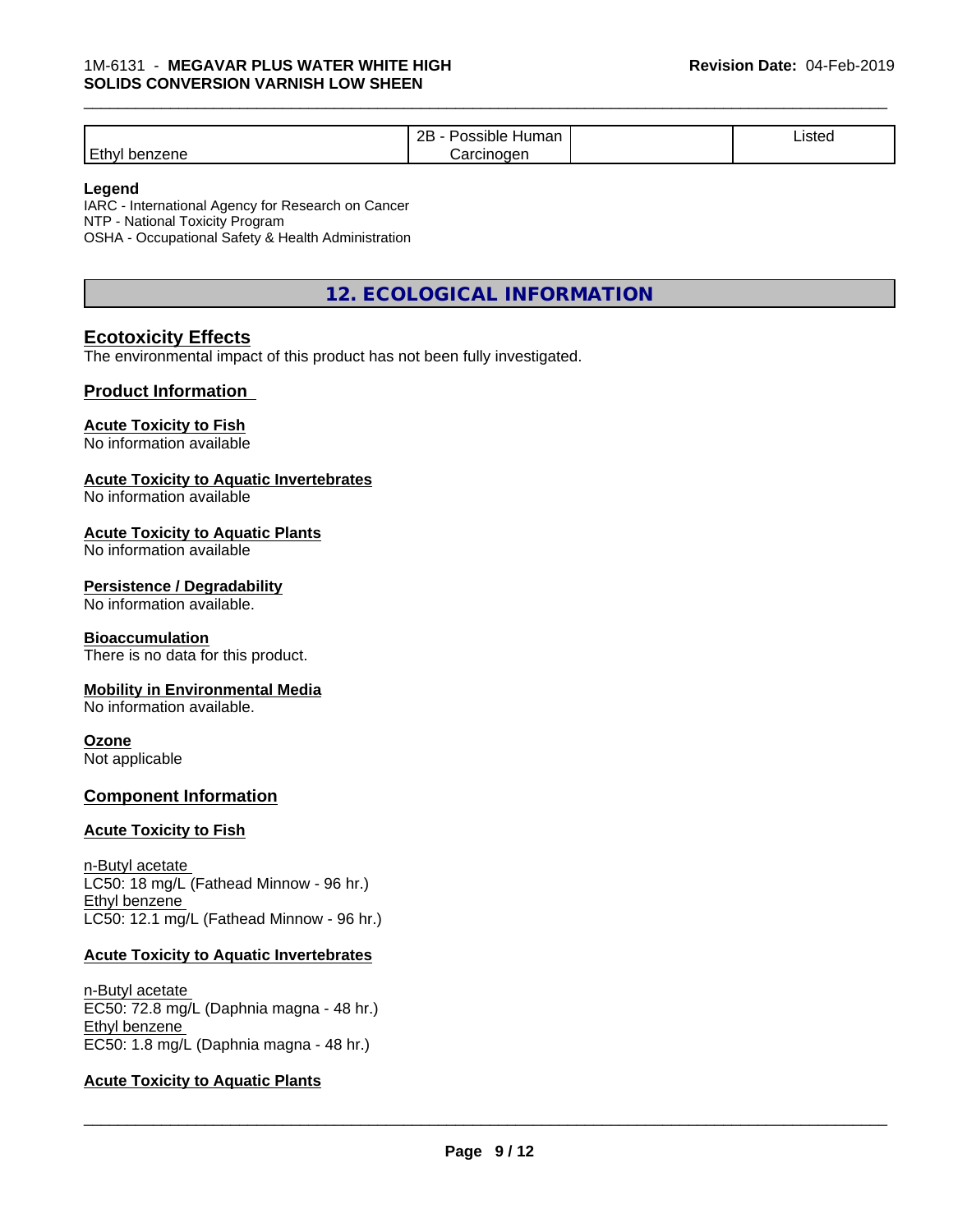| Ethyl benzene | 2B - Possible Human Carcinogen | | Listed |
|---|---|---|---|

**Legend**
IARC - International Agency for Research on Cancer
NTP - National Toxicity Program
OSHA - Occupational Safety & Health Administration

## 12. ECOLOGICAL INFORMATION

### Ecotoxicity Effects

The environmental impact of this product has not been fully investigated.

### Product Information

**Acute Toxicity to Fish**
No information available

**Acute Toxicity to Aquatic Invertebrates**
No information available

**Acute Toxicity to Aquatic Plants**
No information available

**Persistence / Degradability**
No information available.

**Bioaccumulation**
There is no data for this product.

**Mobility in Environmental Media**
No information available.

**Ozone**
Not applicable

### Component Information

**Acute Toxicity to Fish**

n-Butyl acetate
LC50: 18 mg/L (Fathead Minnow - 96 hr.)
Ethyl benzene
LC50: 12.1 mg/L (Fathead Minnow - 96 hr.)

**Acute Toxicity to Aquatic Invertebrates**

n-Butyl acetate
EC50: 72.8 mg/L (Daphnia magna - 48 hr.)
Ethyl benzene
EC50: 1.8 mg/L (Daphnia magna - 48 hr.)

**Acute Toxicity to Aquatic Plants**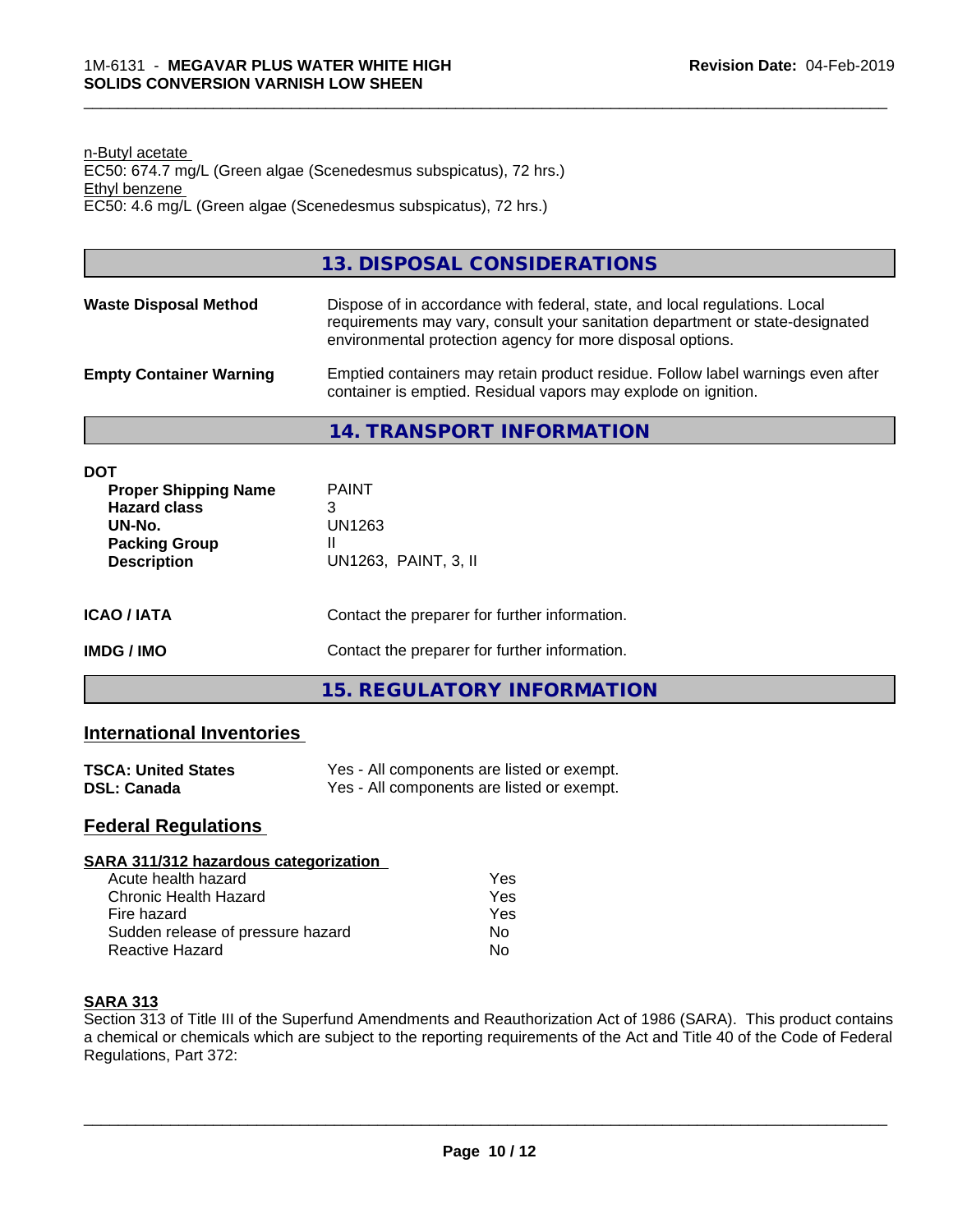n-Butyl acetate
EC50: 674.7 mg/L (Green algae (Scenedesmus subspicatus), 72 hrs.)
Ethyl benzene
EC50: 4.6 mg/L (Green algae (Scenedesmus subspicatus), 72 hrs.)

## 13. DISPOSAL CONSIDERATIONS

**Waste Disposal Method** Dispose of in accordance with federal, state, and local regulations. Local requirements may vary, consult your sanitation department or state-designated environmental protection agency for more disposal options.

**Empty Container Warning** Emptied containers may retain product residue. Follow label warnings even after container is emptied. Residual vapors may explode on ignition.

## 14. TRANSPORT INFORMATION

**DOT**

| | |
|---|---|
| **Proper Shipping Name** | PAINT |
| **Hazard class** | 3 |
| **UN-No.** | UN1263 |
| **Packing Group** | II |
| **Description** | UN1263, PAINT, 3, II |

**ICAO / IATA** Contact the preparer for further information.

**IMDG / IMO** Contact the preparer for further information.

## 15. REGULATORY INFORMATION

### International Inventories

| | |
|---|---|
| **TSCA: United States** | Yes - All components are listed or exempt. |
| **DSL: Canada** | Yes - All components are listed or exempt. |

### Federal Regulations

**SARA 311/312 hazardous categorization**

| | |
|---|---|
| Acute health hazard | Yes |
| Chronic Health Hazard | Yes |
| Fire hazard | Yes |
| Sudden release of pressure hazard | No |
| Reactive Hazard | No |

**SARA 313**

Section 313 of Title III of the Superfund Amendments and Reauthorization Act of 1986 (SARA). This product contains a chemical or chemicals which are subject to the reporting requirements of the Act and Title 40 of the Code of Federal Regulations, Part 372: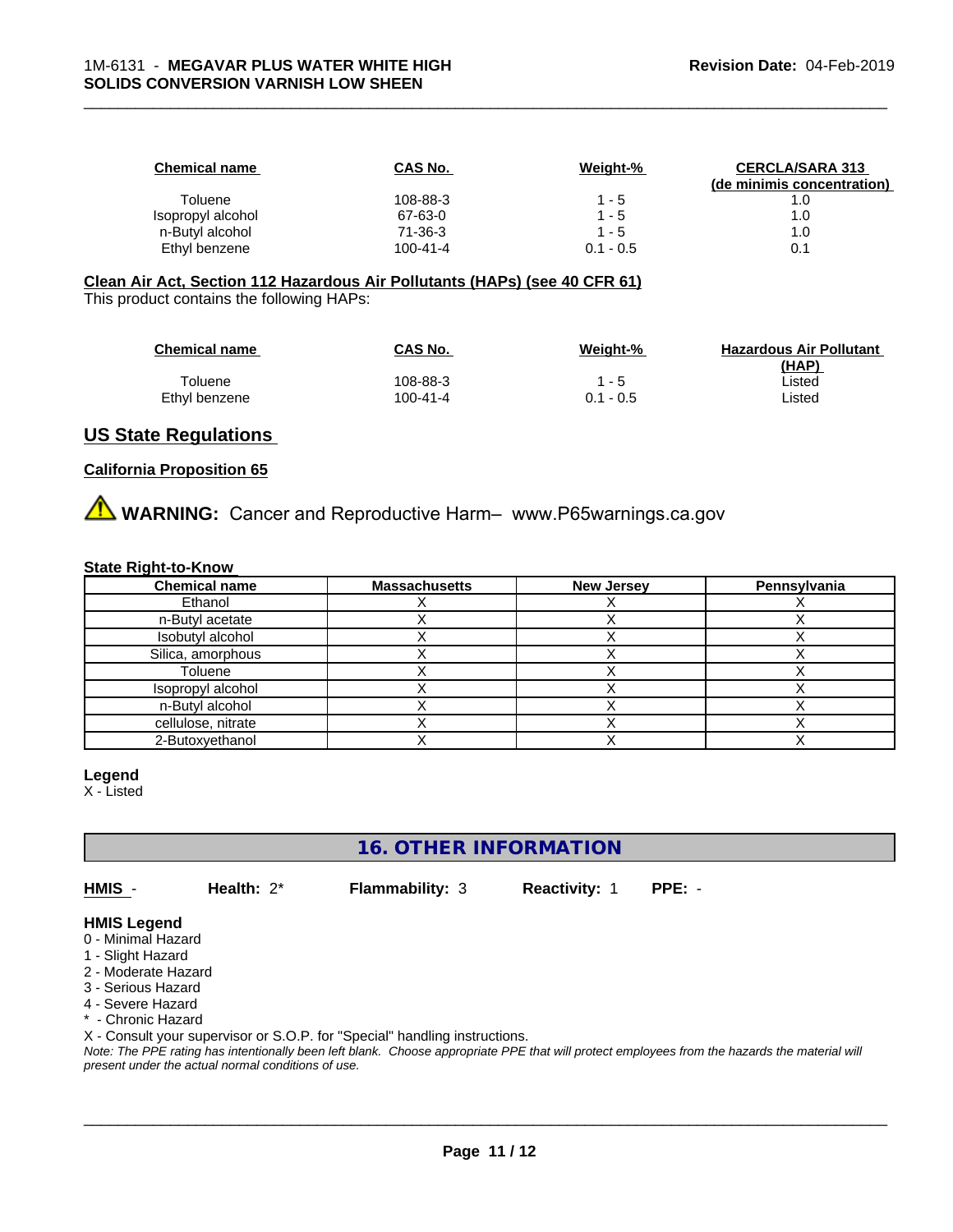| Chemical name | CAS No. | Weight-% | CERCLA/SARA 313 (de minimis concentration) |
|---|---|---|---|
| Toluene | 108-88-3 | 1 - 5 | 1.0 |
| Isopropyl alcohol | 67-63-0 | 1 - 5 | 1.0 |
| n-Butyl alcohol | 71-36-3 | 1 - 5 | 1.0 |
| Ethyl benzene | 100-41-4 | 0.1 - 0.5 | 0.1 |

**Clean Air Act, Section 112 Hazardous Air Pollutants (HAPs) (see 40 CFR 61)**

This product contains the following HAPs:

| Chemical name | CAS No. | Weight-% | Hazardous Air Pollutant (HAP) |
|---|---|---|---|
| Toluene | 108-88-3 | 1 - 5 | Listed |
| Ethyl benzene | 100-41-4 | 0.1 - 0.5 | Listed |

## US State Regulations

**California Proposition 65**

⚠ **WARNING:** Cancer and Reproductive Harm– www.P65warnings.ca.gov

**State Right-to-Know**

| Chemical name | Massachusetts | New Jersey | Pennsylvania |
|---|---|---|---|
| Ethanol | X | X | X |
| n-Butyl acetate | X | X | X |
| Isobutyl alcohol | X | X | X |
| Silica, amorphous | X | X | X |
| Toluene | X | X | X |
| Isopropyl alcohol | X | X | X |
| n-Butyl alcohol | X | X | X |
| cellulose, nitrate | X | X | X |
| 2-Butoxyethanol | X | X | X |

**Legend**

X - Listed

## 16. OTHER INFORMATION

**HMIS** - **Health:** 2* **Flammability:** 3 **Reactivity:** 1 **PPE:** -

**HMIS Legend**

0 - Minimal Hazard
1 - Slight Hazard
2 - Moderate Hazard
3 - Serious Hazard
4 - Severe Hazard
* - Chronic Hazard
X - Consult your supervisor or S.O.P. for "Special" handling instructions.

*Note: The PPE rating has intentionally been left blank. Choose appropriate PPE that will protect employees from the hazards the material will present under the actual normal conditions of use.*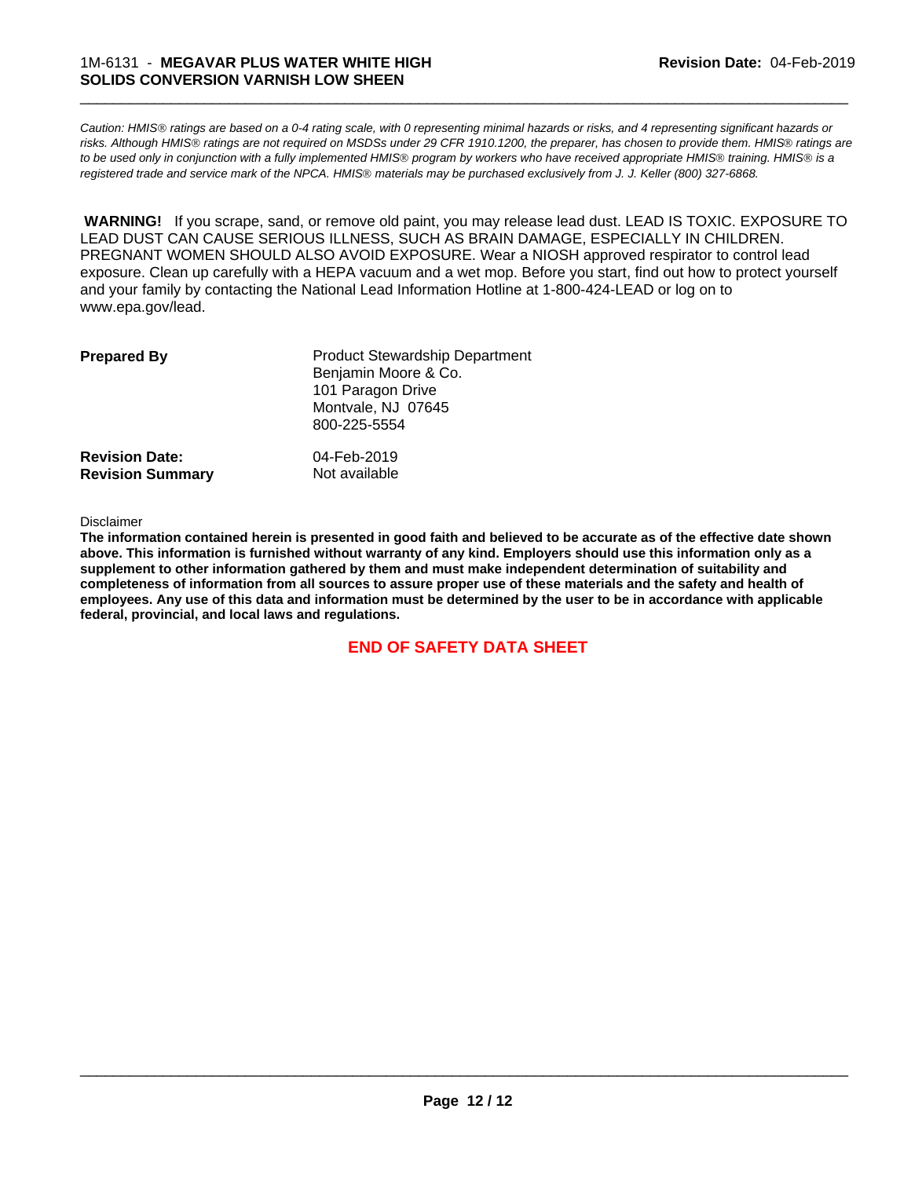*Caution: HMIS® ratings are based on a 0-4 rating scale, with 0 representing minimal hazards or risks, and 4 representing significant hazards or risks. Although HMIS® ratings are not required on MSDSs under 29 CFR 1910.1200, the preparer, has chosen to provide them. HMIS® ratings are to be used only in conjunction with a fully implemented HMIS® program by workers who have received appropriate HMIS® training. HMIS® is a registered trade and service mark of the NPCA. HMIS® materials may be purchased exclusively from J. J. Keller (800) 327-6868.*

**WARNING!** If you scrape, sand, or remove old paint, you may release lead dust. LEAD IS TOXIC. EXPOSURE TO LEAD DUST CAN CAUSE SERIOUS ILLNESS, SUCH AS BRAIN DAMAGE, ESPECIALLY IN CHILDREN. PREGNANT WOMEN SHOULD ALSO AVOID EXPOSURE. Wear a NIOSH approved respirator to control lead exposure. Clean up carefully with a HEPA vacuum and a wet mop. Before you start, find out how to protect yourself and your family by contacting the National Lead Information Hotline at 1-800-424-LEAD or log on to www.epa.gov/lead.

| | |
|---|---|
| **Prepared By** | Product Stewardship Department<br>Benjamin Moore & Co.<br>101 Paragon Drive<br>Montvale, NJ 07645<br>800-225-5554 |
| **Revision Date:** | 04-Feb-2019 |
| **Revision Summary** | Not available |

Disclaimer

**The information contained herein is presented in good faith and believed to be accurate as of the effective date shown above. This information is furnished without warranty of any kind. Employers should use this information only as a supplement to other information gathered by them and must make independent determination of suitability and completeness of information from all sources to assure proper use of these materials and the safety and health of employees. Any use of this data and information must be determined by the user to be in accordance with applicable federal, provincial, and local laws and regulations.**

**END OF SAFETY DATA SHEET**